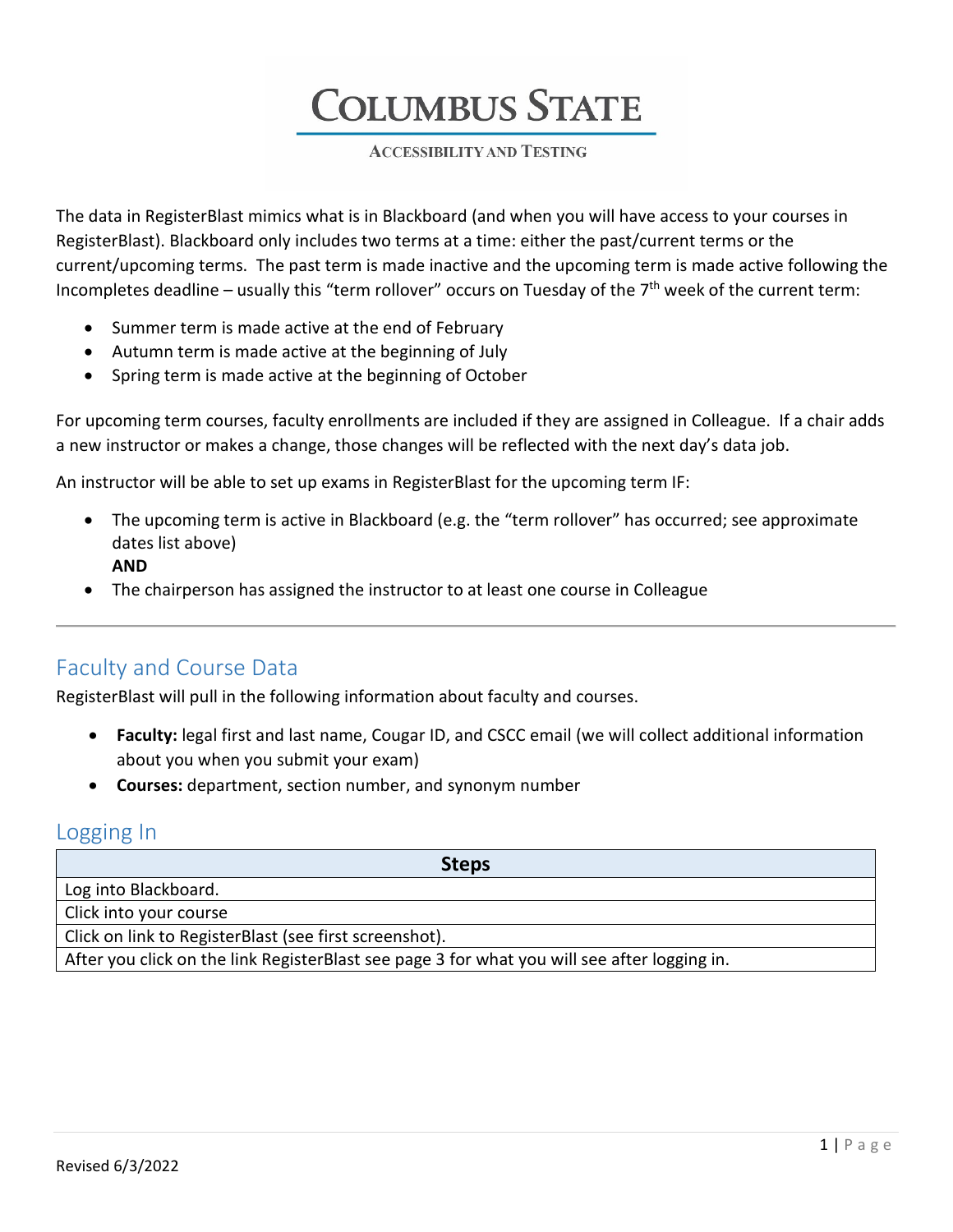# Columbus State

**Accessibility and Testing**

The data in RegisterBlast mimics what is in Blackboard (and when you will have access to your courses in RegisterBlast). Blackboard only includes two terms at a time: either the past/current terms or the current/upcoming terms. The past term is made inactive and the upcoming term is made active following the Incompletes deadline – usually this "term rollover" occurs on Tuesday of the 7th week of the current term:

- Summer term is made active at the end of February
- Autumn term is made active at the beginning of July
- Spring term is made active at the beginning of October

For upcoming term courses, faculty enrollments are included if they are assigned in Colleague. If a chair adds a new instructor or makes a change, those changes will be reflected with the next day's data job.

An instructor will be able to set up exams in RegisterBlast for the upcoming term IF:

- The upcoming term is active in Blackboard (e.g. the "term rollover" has occurred; see approximate dates list above)
  **AND**
- The chairperson has assigned the instructor to at least one course in Colleague

---

## Faculty and Course Data

RegisterBlast will pull in the following information about faculty and courses.

- **Faculty:** legal first and last name, Cougar ID, and CSCC email (we will collect additional information about you when you submit your exam)
- **Courses:** department, section number, and synonym number

## Logging In

| Steps |
| --- |
| Log into Blackboard. |
| Click into your course |
| Click on link to RegisterBlast (see first screenshot). |
| After you click on the link RegisterBlast see page 3 for what you will see after logging in. |

Revised 6/3/2022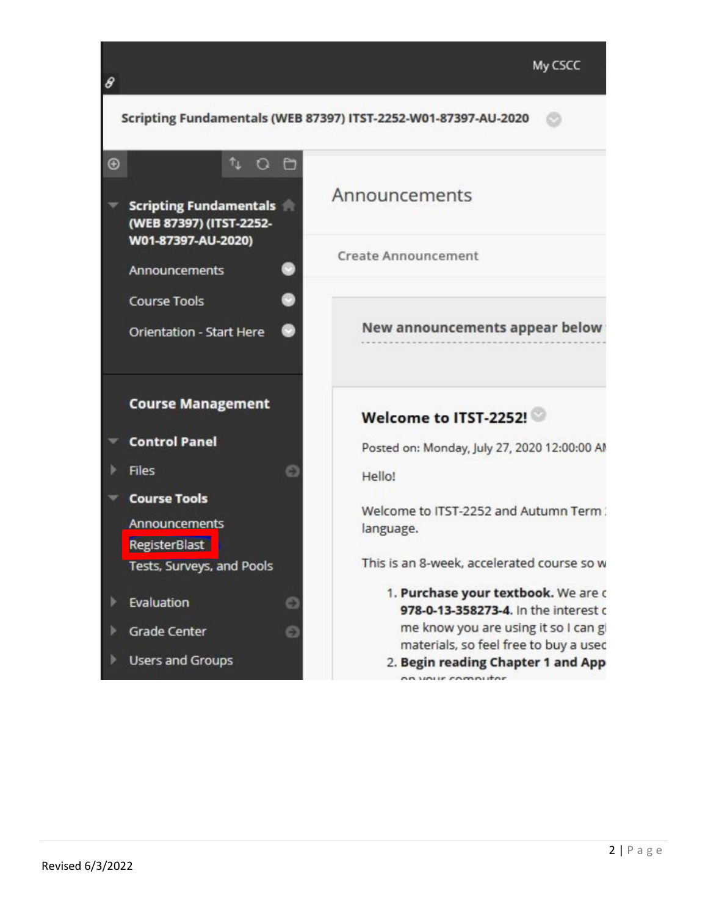My CSCC

Scripting Fundamentals (WEB 87397) ITST-2252-W01-87397-AU-2020

Scripting Fundamentals (WEB 87397) (ITST-2252-W01-87397-AU-2020)

Announcements

Course Tools

Orientation - Start Here

**Course Management**

**Control Panel**

Files

**Course Tools**

Announcements

RegisterBlast

Tests, Surveys, and Pools

Evaluation

Grade Center

Users and Groups

Announcements

Create Announcement

**New announcements appear below**

**Welcome to ITST-2252!**

Posted on: Monday, July 27, 2020 12:00:00 AM

Hello!

Welcome to ITST-2252 and Autumn Term
language.

This is an 8-week, accelerated course so w

1. **Purchase your textbook.** We are
**978-0-13-358273-4.** In the interest
me know you are using it so I can g
materials, so feel free to buy a used
2. **Begin reading Chapter 1 and App**
on your computer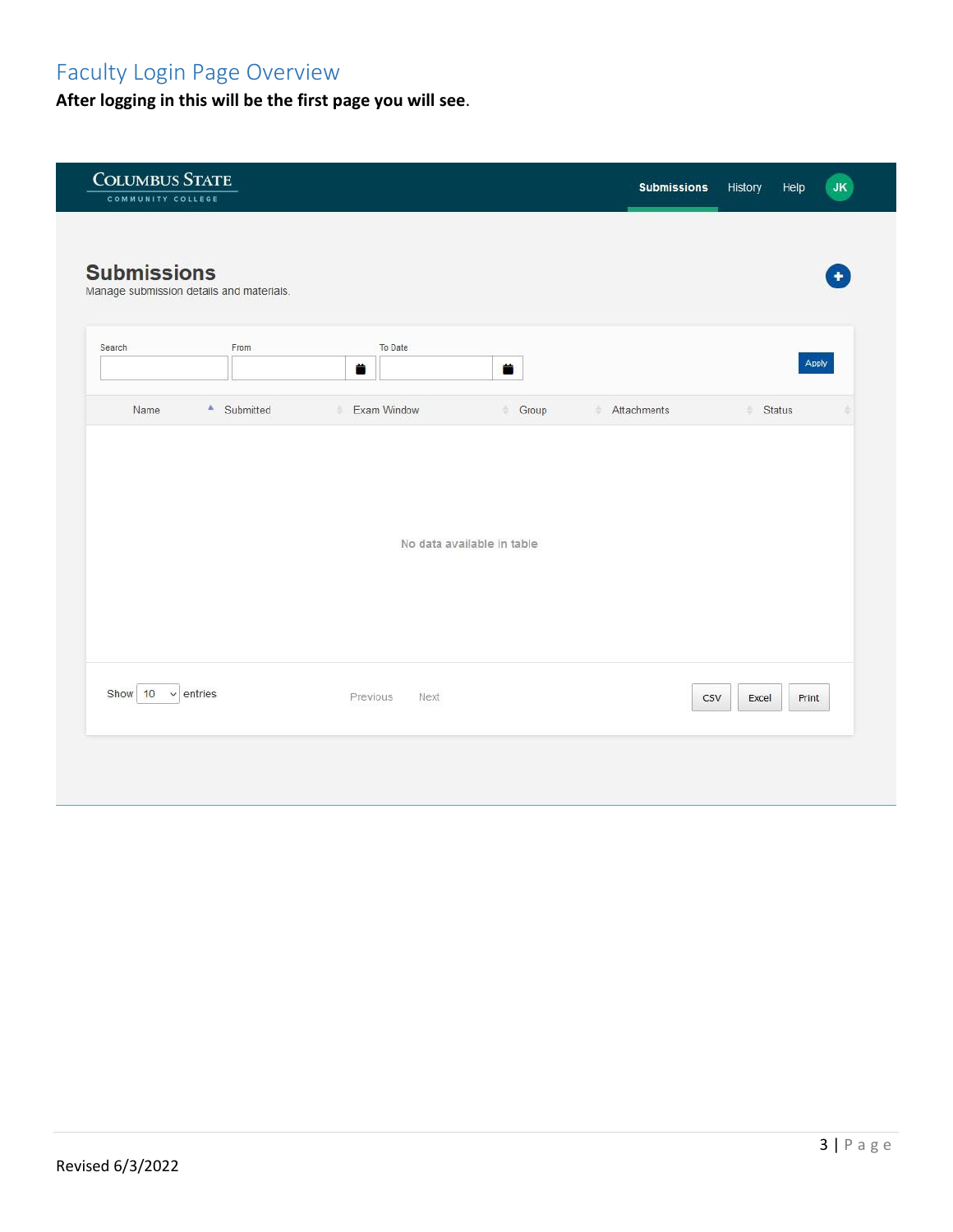# Faculty Login Page Overview

**After logging in this will be the first page you will see.**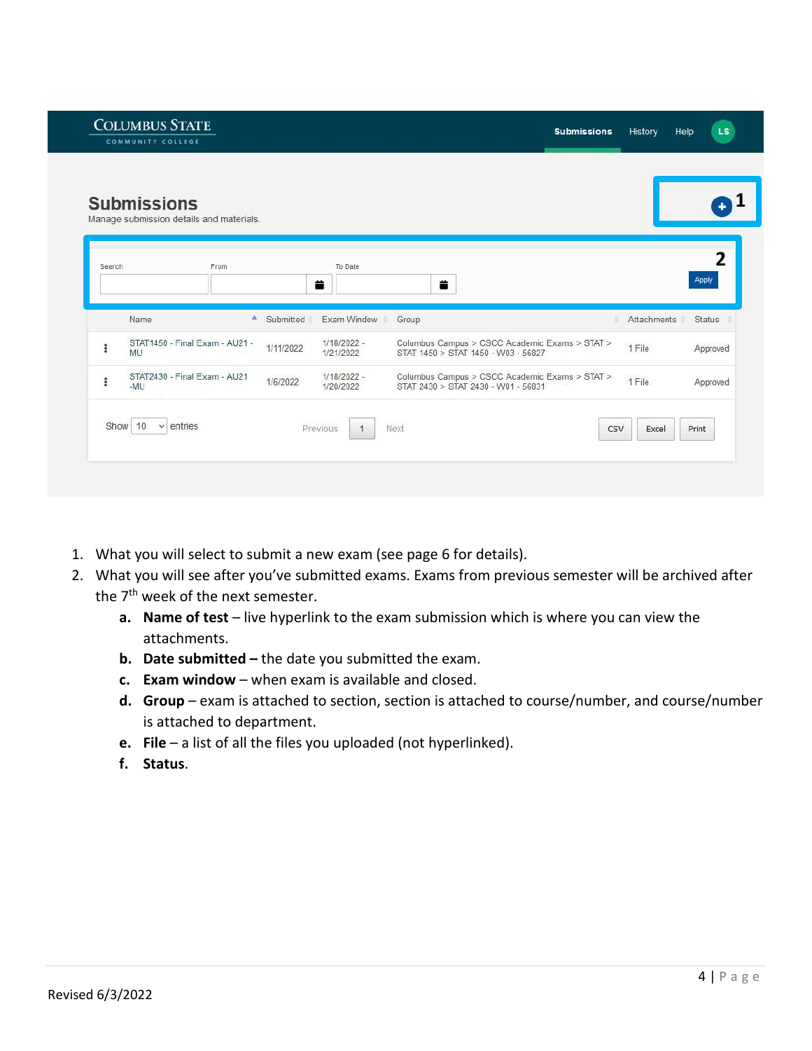**Submissions**

Manage submission details and materials.

| Name | Submitted | Exam Window | Group | Attachments | Status |
| --- | --- | --- | --- | --- | --- |
| STAT1450 - Final Exam - AU21 - MU | 1/11/2022 | 1/18/2022 - 1/21/2022 | Columbus Campus > CSCC Academic Exams > STAT > STAT 1450 > STAT 1450 - W03 - 56827 | 1 File | Approved |
| STAT2430 - Final Exam - AU21 -MU | 1/6/2022 | 1/18/2022 - 1/20/2022 | Columbus Campus > CSCC Academic Exams > STAT > STAT 2430 > STAT 2430 - W01 - 56831 | 1 File | Approved |

1. What you will select to submit a new exam (see page 6 for details).
2. What you will see after you've submitted exams. Exams from previous semester will be archived after the 7th week of the next semester.
   a. **Name of test** – live hyperlink to the exam submission which is where you can view the attachments.
   b. **Date submitted –** the date you submitted the exam.
   c. **Exam window** – when exam is available and closed.
   d. **Group** – exam is attached to section, section is attached to course/number, and course/number is attached to department.
   e. **File** – a list of all the files you uploaded (not hyperlinked).
   f. **Status**.

Revised 6/3/2022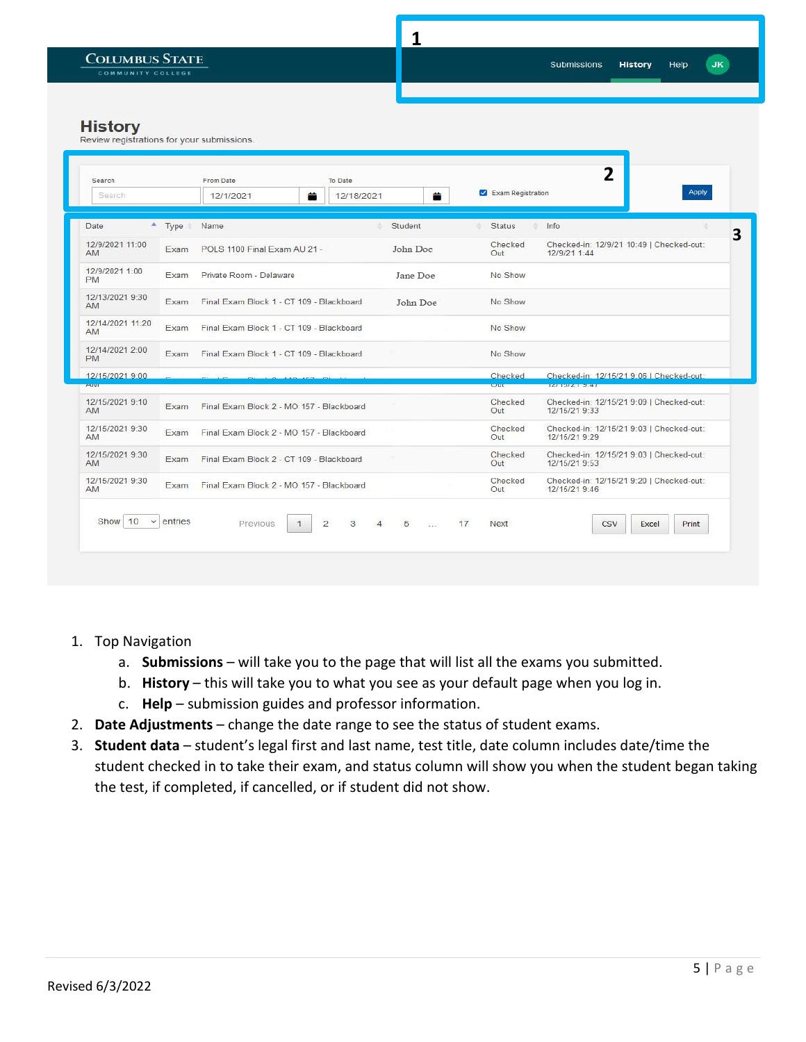Submissions History Help JK

# History

Review registrations for your submissions.

Search | From Date 12/1/2021 | To Date 12/18/2021 | Exam Registration | Apply

| Date | Type | Name | Student | Status | Info |
|---|---|---|---|---|---|
| 12/9/2021 11:00 AM | Exam | POLS 1100 Final Exam AU 21 - | John Doe | Checked Out | Checked-in: 12/9/21 10:49 \| Checked-out: 12/9/21 1:44 |
| 12/9/2021 1:00 PM | Exam | Private Room - Delaware | Jane Doe | No Show | |
| 12/13/2021 9:30 AM | Exam | Final Exam Block 1 - CT 109 - Blackboard | John Doe | No Show | |
| 12/14/2021 11:20 AM | Exam | Final Exam Block 1 - CT 109 - Blackboard | | No Show | |
| 12/14/2021 2:00 PM | Exam | Final Exam Block 1 - CT 109 - Blackboard | | No Show | |
| 12/15/2021 9:00 AM | Exam | Final Exam Block 2 - MO 157 - Blackboard | | Checked Out | Checked-in: 12/15/21 9:06 \| Checked-out: 12/15/21 9:47 |
| 12/15/2021 9:10 AM | Exam | Final Exam Block 2 - MO 157 - Blackboard | | Checked Out | Checked-in: 12/15/21 9:09 \| Checked-out: 12/15/21 9:33 |
| 12/15/2021 9:30 AM | Exam | Final Exam Block 2 - MO 157 - Blackboard | | Checked Out | Checked-in: 12/15/21 9:03 \| Checked-out: 12/15/21 9:29 |
| 12/15/2021 9:30 AM | Exam | Final Exam Block 2 - CT 109 - Blackboard | | Checked Out | Checked-in: 12/15/21 9:03 \| Checked-out: 12/15/21 9:53 |
| 12/15/2021 9:30 AM | Exam | Final Exam Block 2 - MO 157 - Blackboard | | Checked Out | Checked-in: 12/15/21 9:20 \| Checked-out: 12/15/21 9:46 |

Show 10 entries | Previous 1 2 3 4 5 … 17 Next | CSV Excel Print

1. Top Navigation
   a. **Submissions** – will take you to the page that will list all the exams you submitted.
   b. **History** – this will take you to what you see as your default page when you log in.
   c. **Help** – submission guides and professor information.
2. **Date Adjustments** – change the date range to see the status of student exams.
3. **Student data** – student's legal first and last name, test title, date column includes date/time the student checked in to take their exam, and status column will show you when the student began taking the test, if completed, if cancelled, or if student did not show.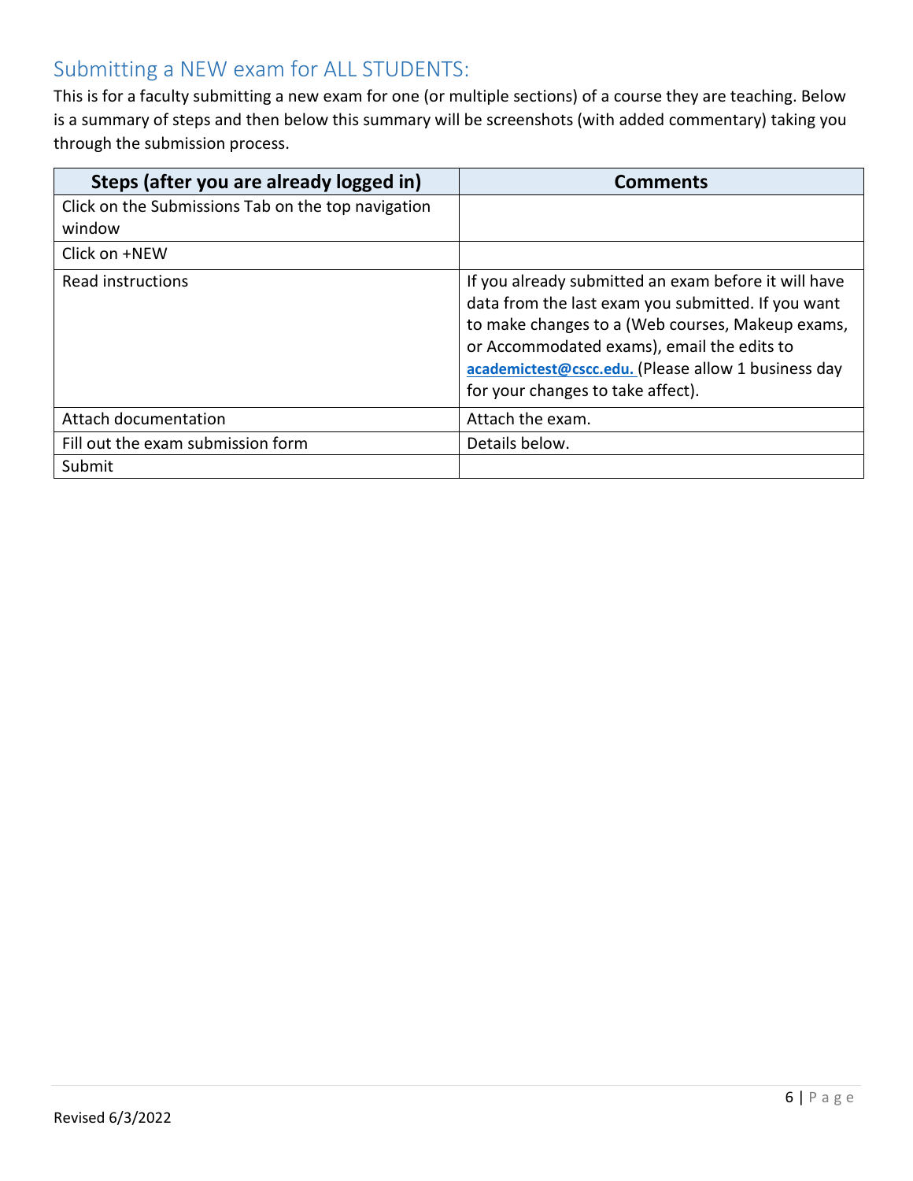## Submitting a NEW exam for ALL STUDENTS:

This is for a faculty submitting a new exam for one (or multiple sections) of a course they are teaching. Below is a summary of steps and then below this summary will be screenshots (with added commentary) taking you through the submission process.

| Steps (after you are already logged in) | Comments |
| --- | --- |
| Click on the Submissions Tab on the top navigation window | |
| Click on +NEW | |
| Read instructions | If you already submitted an exam before it will have data from the last exam you submitted. If you want to make changes to a (Web courses, Makeup exams, or Accommodated exams), email the edits to **academictest@cscc.edu.** (Please allow 1 business day for your changes to take affect). |
| Attach documentation | Attach the exam. |
| Fill out the exam submission form | Details below. |
| Submit | |

Revised 6/3/2022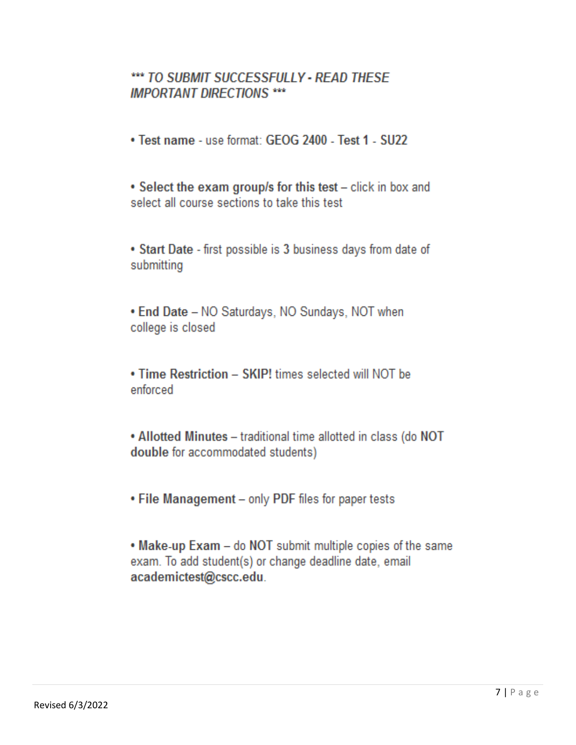***\*\*\* TO SUBMIT SUCCESSFULLY - READ THESE IMPORTANT DIRECTIONS \*\*\****

- **Test name** - use format: **GEOG 2400** - **Test 1** - **SU22**

- **Select the exam group/s for this test** – click in box and select all course sections to take this test

- **Start Date** - first possible is **3** business days from date of submitting

- **End Date** – NO Saturdays, NO Sundays, NOT when college is closed

- **Time Restriction** – **SKIP!** times selected will NOT be enforced

- **Allotted Minutes** – traditional time allotted in class (do **NOT double** for accommodated students)

- **File Management** – only **PDF** files for paper tests

- **Make-up Exam** – do **NOT** submit multiple copies of the same exam. To add student(s) or change deadline date, email **academictest@cscc.edu**.

Revised 6/3/2022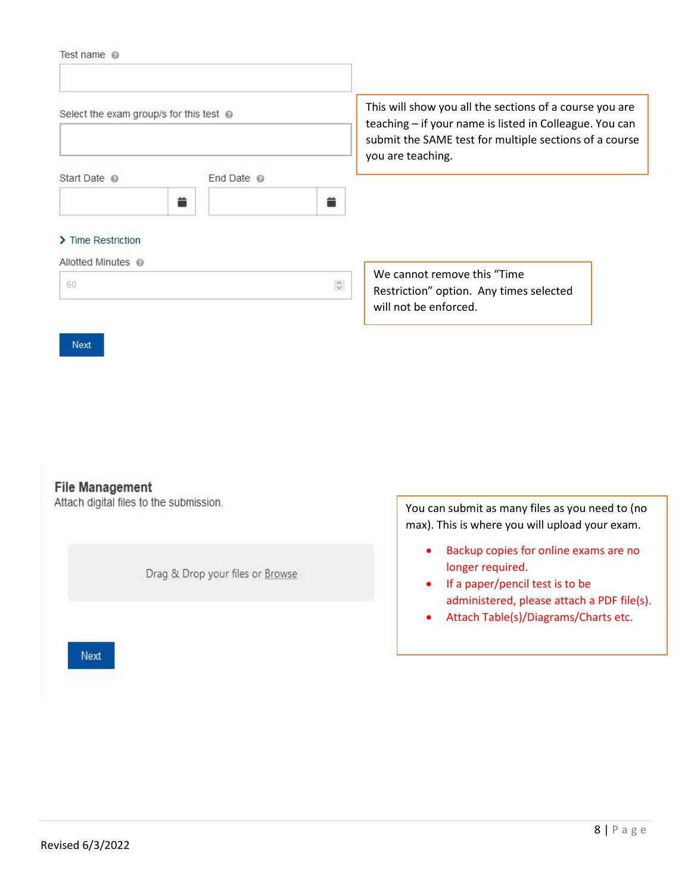Test name

Select the exam group/s for this test

> This will show you all the sections of a course you are teaching – if your name is listed in Colleague. You can submit the SAME test for multiple sections of a course you are teaching.

Start Date | End Date

> Time Restriction

Allotted Minutes

60

> We cannot remove this "Time Restriction" option. Any times selected will not be enforced.

Next

**File Management**

Attach digital files to the submission.

Drag & Drop your files or Browse

Next

> You can submit as many files as you need to (no max). This is where you will upload your exam.
>
> - Backup copies for online exams are no longer required.
> - If a paper/pencil test is to be administered, please attach a PDF file(s).
> - Attach Table(s)/Diagrams/Charts etc.

Revised 6/3/2022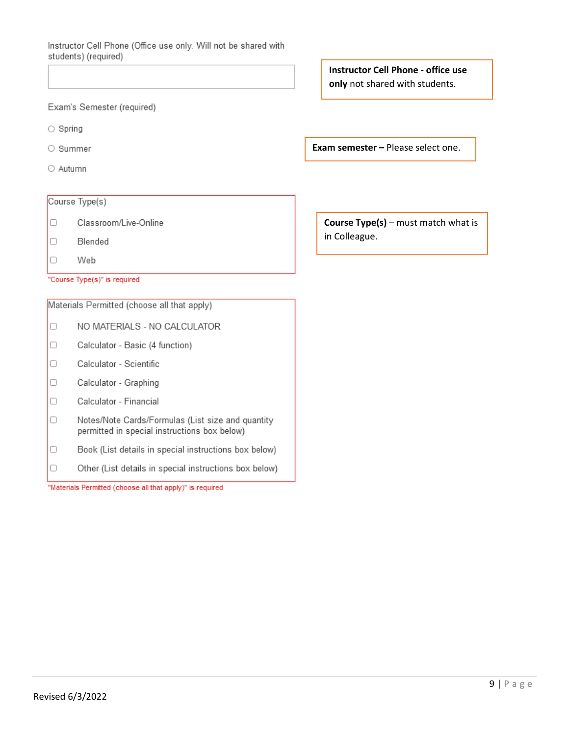Instructor Cell Phone (Office use only. Will not be shared with students) (required)

**Instructor Cell Phone - office use only** not shared with students.

Exam's Semester (required)

- ○ Spring
- ○ Summer
- ○ Autumn

**Exam semester –** Please select one.

Course Type(s)

- ☐ Classroom/Live-Online
- ☐ Blended
- ☐ Web

"Course Type(s)" is required

**Course Type(s)** – must match what is in Colleague.

Materials Permitted (choose all that apply)

- ☐ NO MATERIALS - NO CALCULATOR
- ☐ Calculator - Basic (4 function)
- ☐ Calculator - Scientific
- ☐ Calculator - Graphing
- ☐ Calculator - Financial
- ☐ Notes/Note Cards/Formulas (List size and quantity permitted in special instructions box below)
- ☐ Book (List details in special instructions box below)
- ☐ Other (List details in special instructions box below)

"Materials Permitted (choose all that apply)" is required

Revised 6/3/2022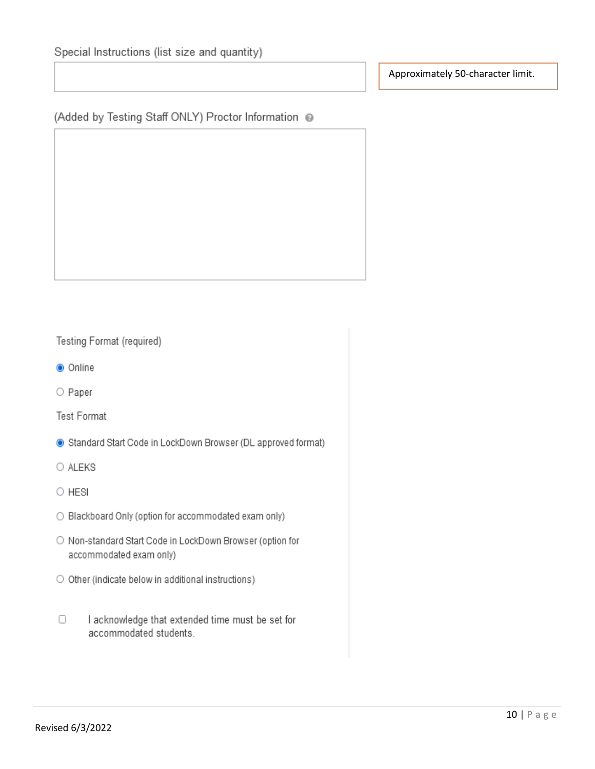Special Instructions (list size and quantity)

Approximately 50-character limit.

(Added by Testing Staff ONLY) Proctor Information

Testing Format (required)

- [x] Online
- [ ] Paper

Test Format

- [x] Standard Start Code in LockDown Browser (DL approved format)
- [ ] ALEKS
- [ ] HESI
- [ ] Blackboard Only (option for accommodated exam only)
- [ ] Non-standard Start Code in LockDown Browser (option for accommodated exam only)
- [ ] Other (indicate below in additional instructions)

- [ ] I acknowledge that extended time must be set for accommodated students.

Revised 6/3/2022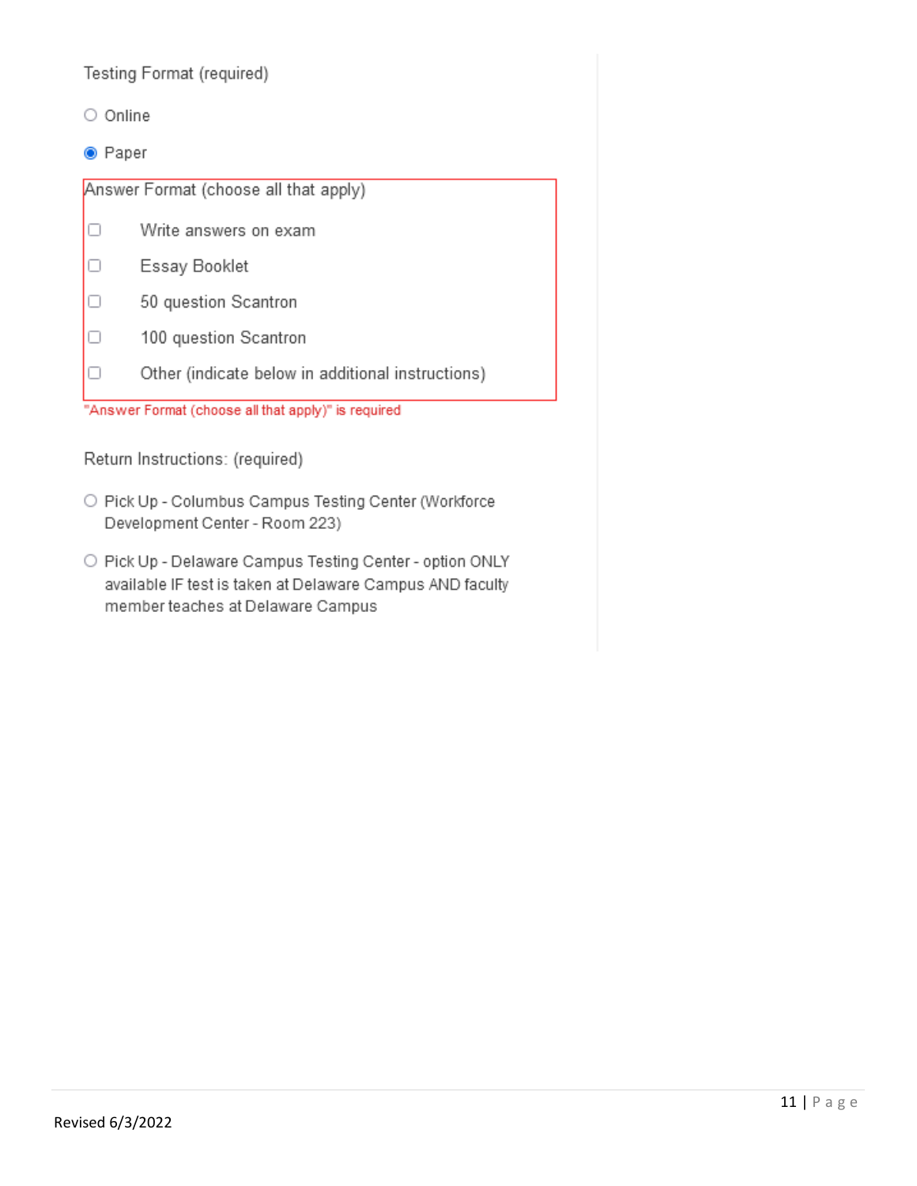Testing Format (required)

- ○ Online
- ◉ Paper

Answer Format (choose all that apply)

- ☐ Write answers on exam
- ☐ Essay Booklet
- ☐ 50 question Scantron
- ☐ 100 question Scantron
- ☐ Other (indicate below in additional instructions)

"Answer Format (choose all that apply)" is required

Return Instructions: (required)

- ○ Pick Up - Columbus Campus Testing Center (Workforce Development Center - Room 223)
- ○ Pick Up - Delaware Campus Testing Center - option ONLY available IF test is taken at Delaware Campus AND faculty member teaches at Delaware Campus

Revised 6/3/2022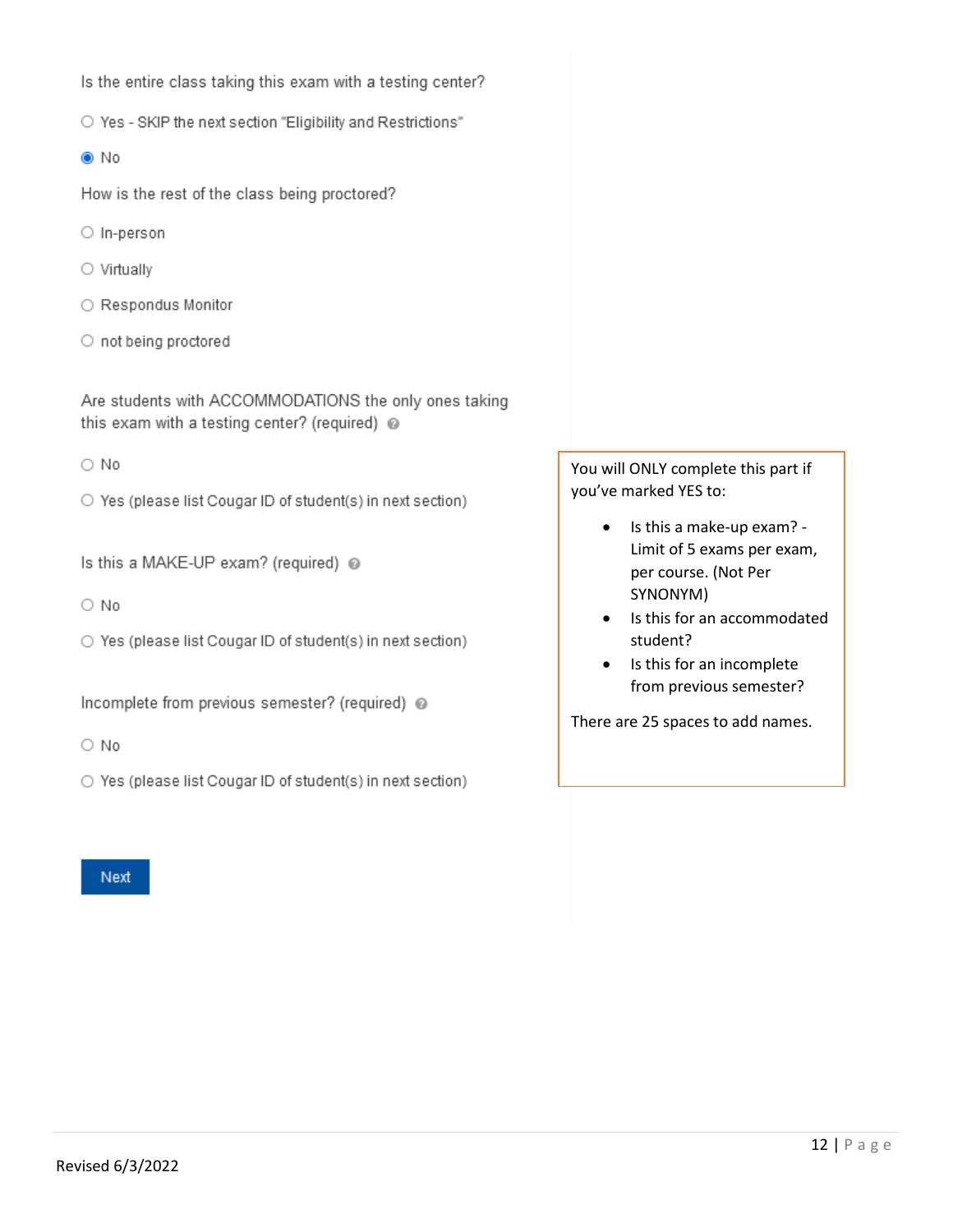Is the entire class taking this exam with a testing center?

- ○ Yes - SKIP the next section "Eligibility and Restrictions"
- ● No

How is the rest of the class being proctored?

- ○ In-person
- ○ Virtually
- ○ Respondus Monitor
- ○ not being proctored

Are students with ACCOMMODATIONS the only ones taking this exam with a testing center? (required)

- ○ No
- ○ Yes (please list Cougar ID of student(s) in next section)

Is this a MAKE-UP exam? (required)

- ○ No
- ○ Yes (please list Cougar ID of student(s) in next section)

Incomplete from previous semester? (required)

- ○ No
- ○ Yes (please list Cougar ID of student(s) in next section)

Next

> You will ONLY complete this part if you've marked YES to:
>
> - Is this a make-up exam? - Limit of 5 exams per exam, per course. (Not Per SYNONYM)
> - Is this for an accommodated student?
> - Is this for an incomplete from previous semester?
>
> There are 25 spaces to add names.

Revised 6/3/2022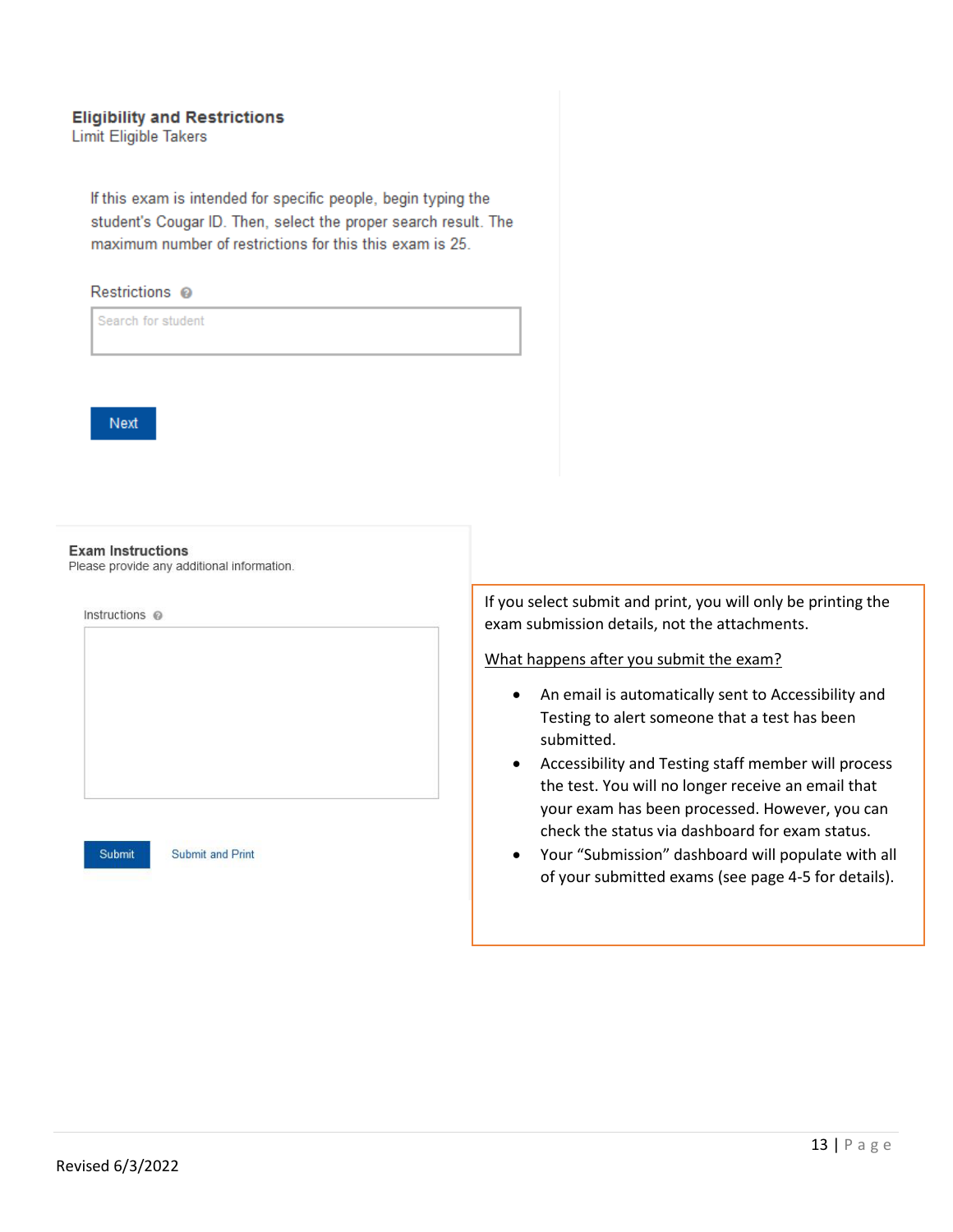**Eligibility and Restrictions**
Limit Eligible Takers

If this exam is intended for specific people, begin typing the student's Cougar ID. Then, select the proper search result. The maximum number of restrictions for this this exam is 25.

Restrictions

Search for student

Next

**Exam Instructions**
Please provide any additional information.

Instructions

Submit    Submit and Print

If you select submit and print, you will only be printing the exam submission details, not the attachments.

What happens after you submit the exam?

- An email is automatically sent to Accessibility and Testing to alert someone that a test has been submitted.
- Accessibility and Testing staff member will process the test. You will no longer receive an email that your exam has been processed. However, you can check the status via dashboard for exam status.
- Your "Submission" dashboard will populate with all of your submitted exams (see page 4-5 for details).

Revised 6/3/2022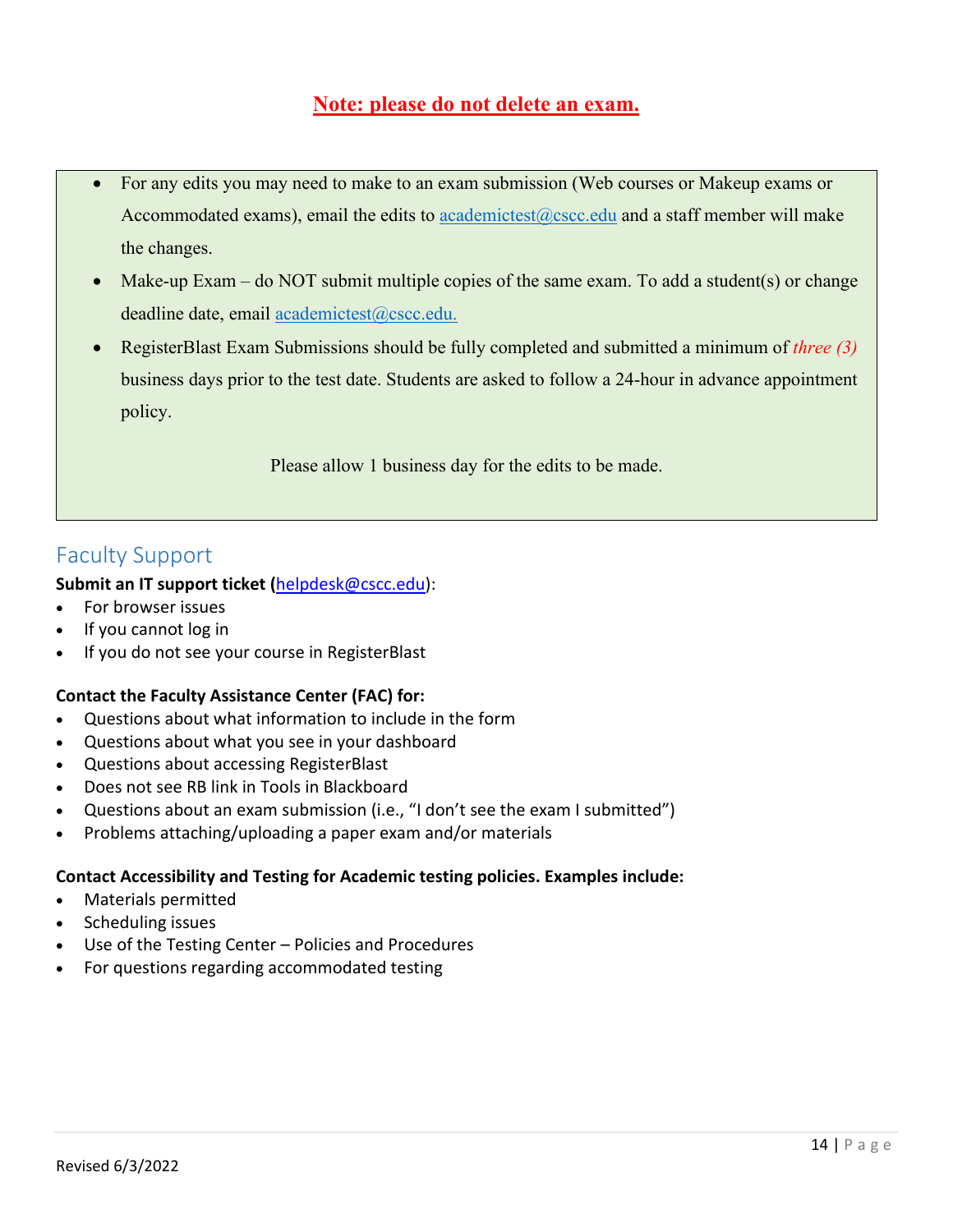**Note: please do not delete an exam.**

- For any edits you may need to make to an exam submission (Web courses or Makeup exams or Accommodated exams), email the edits to academictest@cscc.edu and a staff member will make the changes.
- Make-up Exam – do NOT submit multiple copies of the same exam. To add a student(s) or change deadline date, email academictest@cscc.edu.
- RegisterBlast Exam Submissions should be fully completed and submitted a minimum of *three (3)* business days prior to the test date. Students are asked to follow a 24-hour in advance appointment policy.

Please allow 1 business day for the edits to be made.

## Faculty Support

**Submit an IT support ticket (helpdesk@cscc.edu):**

- For browser issues
- If you cannot log in
- If you do not see your course in RegisterBlast

**Contact the Faculty Assistance Center (FAC) for:**

- Questions about what information to include in the form
- Questions about what you see in your dashboard
- Questions about accessing RegisterBlast
- Does not see RB link in Tools in Blackboard
- Questions about an exam submission (i.e., "I don't see the exam I submitted")
- Problems attaching/uploading a paper exam and/or materials

**Contact Accessibility and Testing for Academic testing policies. Examples include:**

- Materials permitted
- Scheduling issues
- Use of the Testing Center – Policies and Procedures
- For questions regarding accommodated testing

Revised 6/3/2022